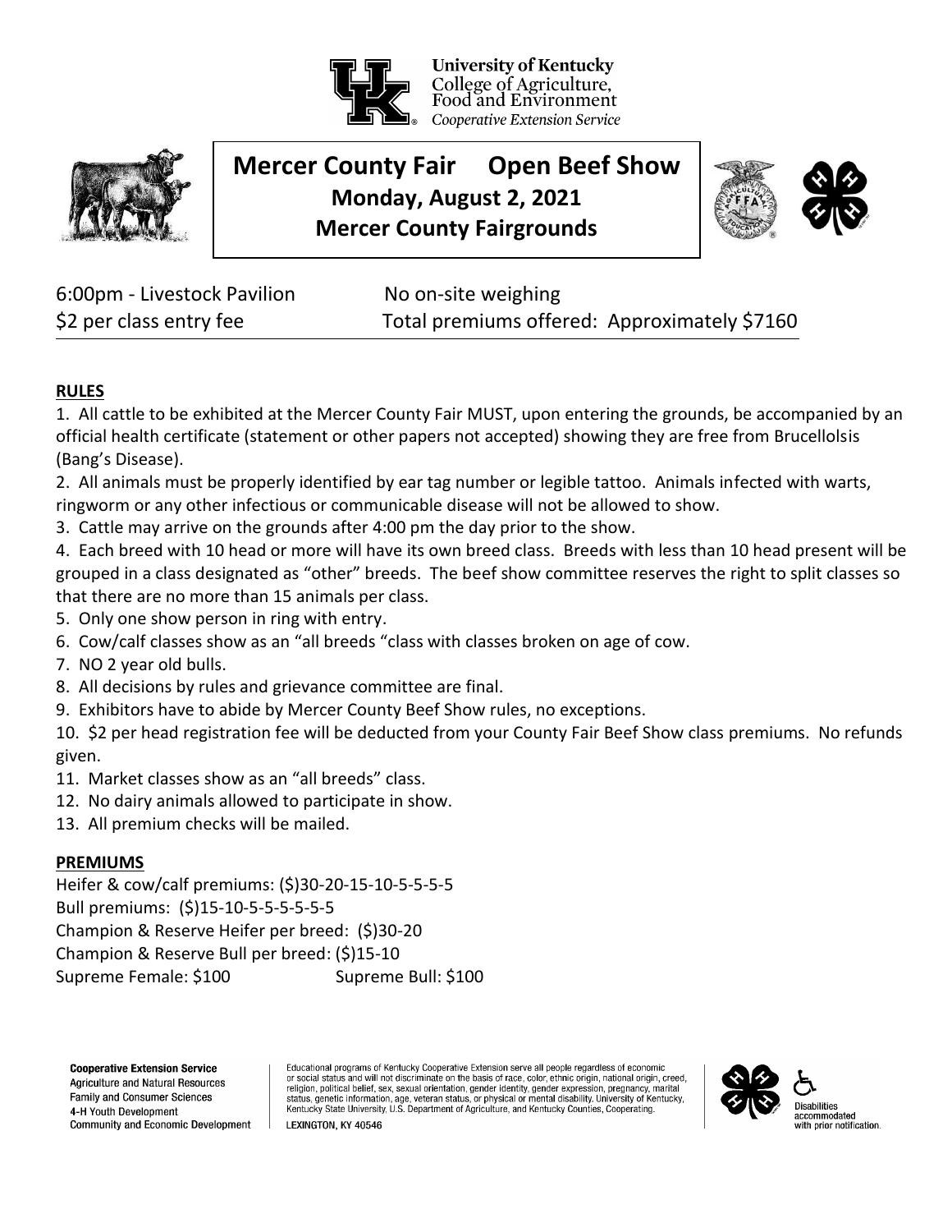**University of Kentucky**
College of Agriculture, Food and Environment
*Cooperative Extension Service*

# Mercer County Fair Open Beef Show
## Monday, August 2, 2021
## Mercer County Fairgrounds

6:00pm - Livestock Pavilion — No on-site weighing

$2 per class entry fee — Total premiums offered: Approximately $7160

## RULES

1. All cattle to be exhibited at the Mercer County Fair MUST, upon entering the grounds, be accompanied by an official health certificate (statement or other papers not accepted) showing they are free from Brucellolsis (Bang's Disease).
2. All animals must be properly identified by ear tag number or legible tattoo. Animals infected with warts, ringworm or any other infectious or communicable disease will not be allowed to show.
3. Cattle may arrive on the grounds after 4:00 pm the day prior to the show.
4. Each breed with 10 head or more will have its own breed class. Breeds with less than 10 head present will be grouped in a class designated as "other" breeds. The beef show committee reserves the right to split classes so that there are no more than 15 animals per class.
5. Only one show person in ring with entry.
6. Cow/calf classes show as an "all breeds "class with classes broken on age of cow.
7. NO 2 year old bulls.
8. All decisions by rules and grievance committee are final.
9. Exhibitors have to abide by Mercer County Beef Show rules, no exceptions.
10. $2 per head registration fee will be deducted from your County Fair Beef Show class premiums. No refunds given.
11. Market classes show as an "all breeds" class.
12. No dairy animals allowed to participate in show.
13. All premium checks will be mailed.

## PREMIUMS

Heifer & cow/calf premiums: ($)30-20-15-10-5-5-5-5
Bull premiums: ($)15-10-5-5-5-5-5-5
Champion & Reserve Heifer per breed: ($)30-20
Champion & Reserve Bull per breed: ($)15-10
Supreme Female: $100 Supreme Bull: $100

**Cooperative Extension Service**
Agriculture and Natural Resources
Family and Consumer Sciences
4-H Youth Development
Community and Economic Development

Educational programs of Kentucky Cooperative Extension serve all people regardless of economic or social status and will not discriminate on the basis of race, color, ethnic origin, national origin, creed, religion, political belief, sex, sexual orientation, gender identity, gender expression, pregnancy, marital status, genetic information, age, veteran status, or physical or mental disability. University of Kentucky, Kentucky State University, U.S. Department of Agriculture, and Kentucky Counties, Cooperating.
LEXINGTON, KY 40546

Disabilities accommodated with prior notification.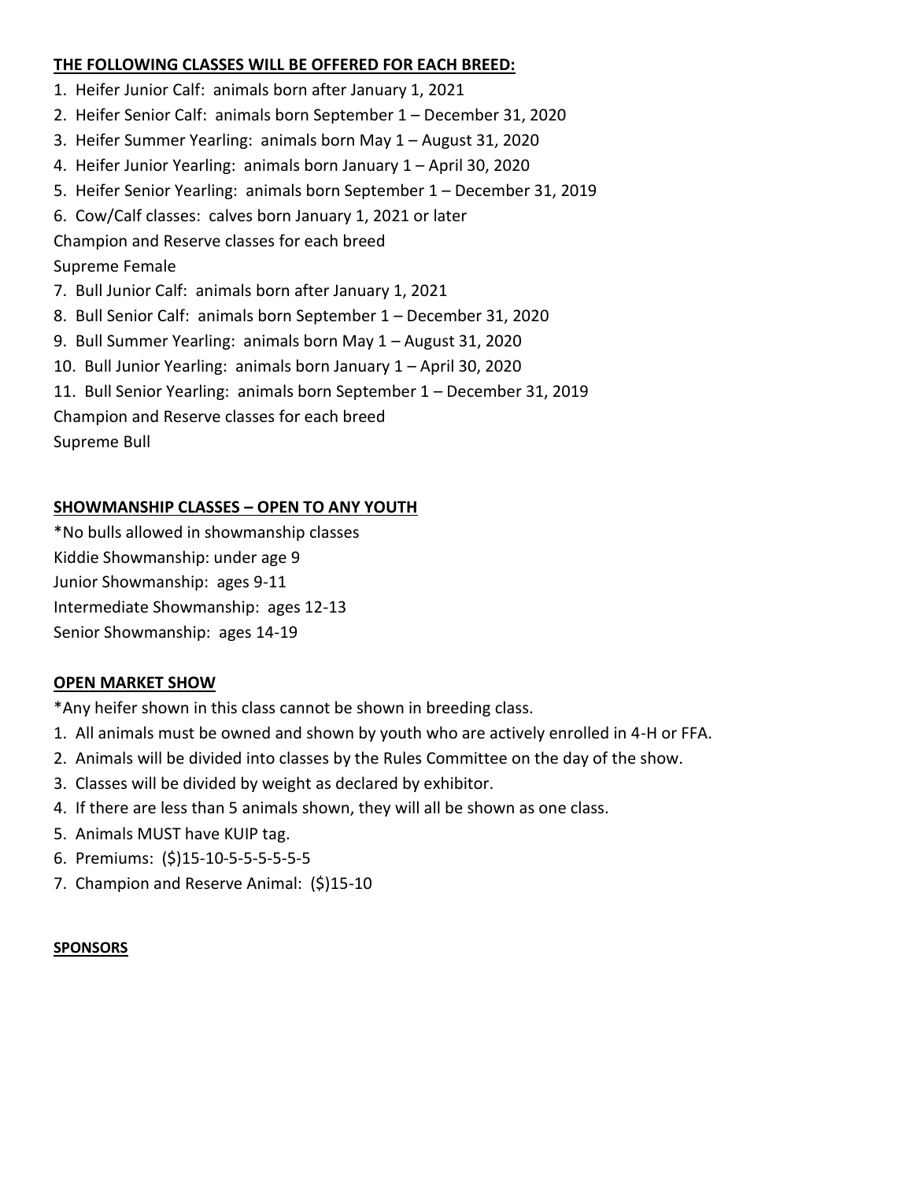**THE FOLLOWING CLASSES WILL BE OFFERED FOR EACH BREED:**

1. Heifer Junior Calf: animals born after January 1, 2021
2. Heifer Senior Calf: animals born September 1 – December 31, 2020
3. Heifer Summer Yearling: animals born May 1 – August 31, 2020
4. Heifer Junior Yearling: animals born January 1 – April 30, 2020
5. Heifer Senior Yearling: animals born September 1 – December 31, 2019
6. Cow/Calf classes: calves born January 1, 2021 or later

Champion and Reserve classes for each breed

Supreme Female

7. Bull Junior Calf: animals born after January 1, 2021
8. Bull Senior Calf: animals born September 1 – December 31, 2020
9. Bull Summer Yearling: animals born May 1 – August 31, 2020
10. Bull Junior Yearling: animals born January 1 – April 30, 2020
11. Bull Senior Yearling: animals born September 1 – December 31, 2019

Champion and Reserve classes for each breed

Supreme Bull

**SHOWMANSHIP CLASSES – OPEN TO ANY YOUTH**

*No bulls allowed in showmanship classes

Kiddie Showmanship: under age 9

Junior Showmanship: ages 9-11

Intermediate Showmanship: ages 12-13

Senior Showmanship: ages 14-19

**OPEN MARKET SHOW**

*Any heifer shown in this class cannot be shown in breeding class.

1. All animals must be owned and shown by youth who are actively enrolled in 4-H or FFA.
2. Animals will be divided into classes by the Rules Committee on the day of the show.
3. Classes will be divided by weight as declared by exhibitor.
4. If there are less than 5 animals shown, they will all be shown as one class.
5. Animals MUST have KUIP tag.
6. Premiums: ($)15-10-5-5-5-5-5-5
7. Champion and Reserve Animal: ($)15-10

**SPONSORS**